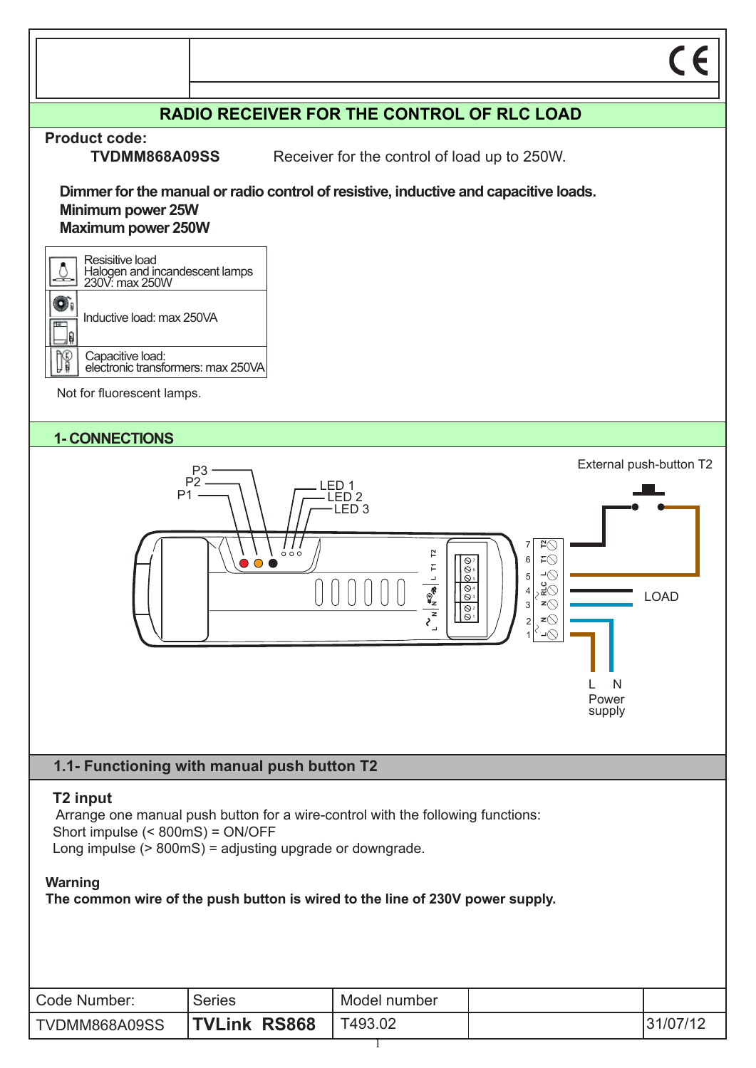## RADIO RECEIVER FOR THE CONTROL OF RLC LOAD

**Product code:**

**TVDMM868A09SS** Receiver for the control of load up to 250W.

**Dimmer for the manual or radio control of resistive, inductive and capacitive loads.**
**Minimum power 25W**
**Maximum power 250W**

| | |
|---|---|
| | Resisitive load<br>Halogen and incandescent lamps<br>230V: max 250W |
| | Inductive load: max 250VA |
| | Capacitive load:<br>electronic transformers: max 250VA |

Not for fluorescent lamps.

## 1- CONNECTIONS

P3
P2
P1
LED 1
LED 2
LED 3

External push-button T2

7 T2
6 T1
5 L
4 RLC
3 N
2 N
1 L

LOAD

L N
Power supply

### 1.1- Functioning with manual push button T2

**T2 input**

Arrange one manual push button for a wire-control with the following functions:
Short impulse (< 800mS) = ON/OFF
Long impulse (> 800mS) = adjusting upgrade or downgrade.

**Warning**
**The common wire of the push button is wired to the line of 230V power supply.**

| Code Number: | Series | Model number | | |
|---|---|---|---|---|
| TVDMM868A09SS | **TVLink RS868** | T493.02 | | 31/07/12 |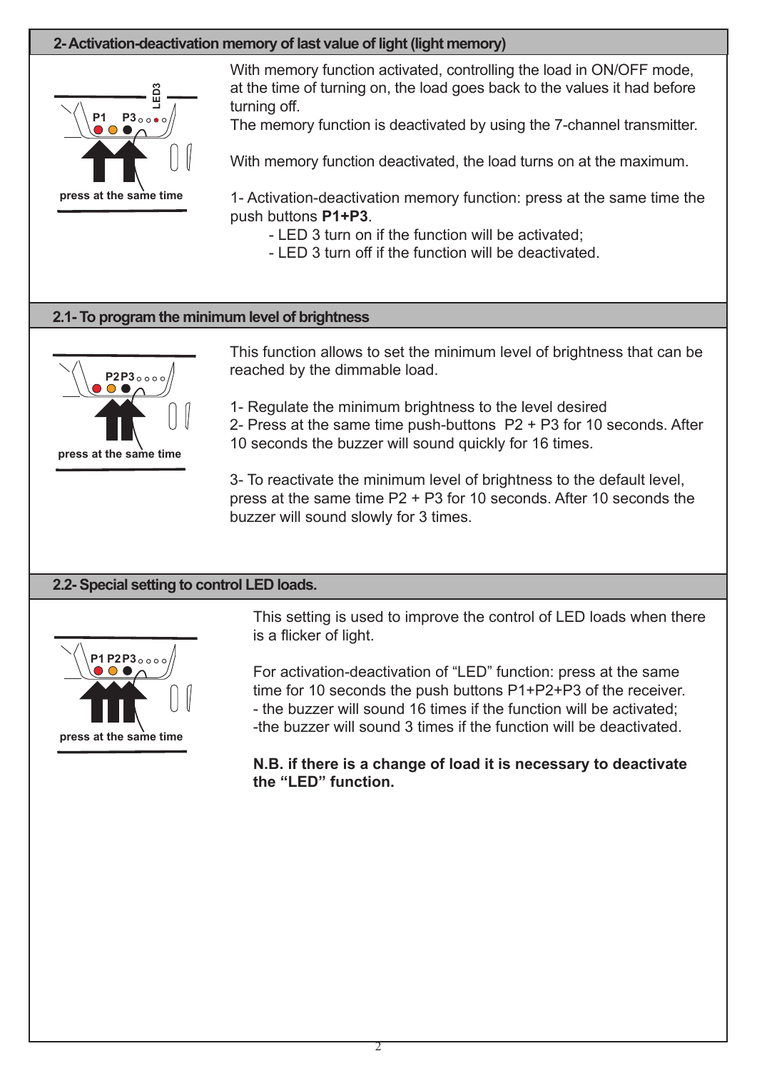## 2- Activation-deactivation memory of last value of light (light memory)

P1 P3 LED3

press at the same time

With memory function activated, controlling the load in ON/OFF mode, at the time of turning on, the load goes back to the values it had before turning off.
The memory function is deactivated by using the 7-channel transmitter.

With memory function deactivated, the load turns on at the maximum.

1- Activation-deactivation memory function: press at the same time the push buttons **P1+P3**.

- LED 3 turn on if the function will be activated;
- LED 3 turn off if the function will be deactivated.

## 2.1- To program the minimum level of brightness

P2 P3

press at the same time

This function allows to set the minimum level of brightness that can be reached by the dimmable load.

1- Regulate the minimum brightness to the level desired
2- Press at the same time push-buttons P2 + P3 for 10 seconds. After 10 seconds the buzzer will sound quickly for 16 times.

3- To reactivate the minimum level of brightness to the default level, press at the same time P2 + P3 for 10 seconds. After 10 seconds the buzzer will sound slowly for 3 times.

## 2.2- Special setting to control LED loads.

P1 P2 P3

press at the same time

This setting is used to improve the control of LED loads when there is a flicker of light.

For activation-deactivation of “LED” function: press at the same time for 10 seconds the push buttons P1+P2+P3 of the receiver.
- the buzzer will sound 16 times if the function will be activated;
-the buzzer will sound 3 times if the function will be deactivated.

**N.B. if there is a change of load it is necessary to deactivate the “LED” function.**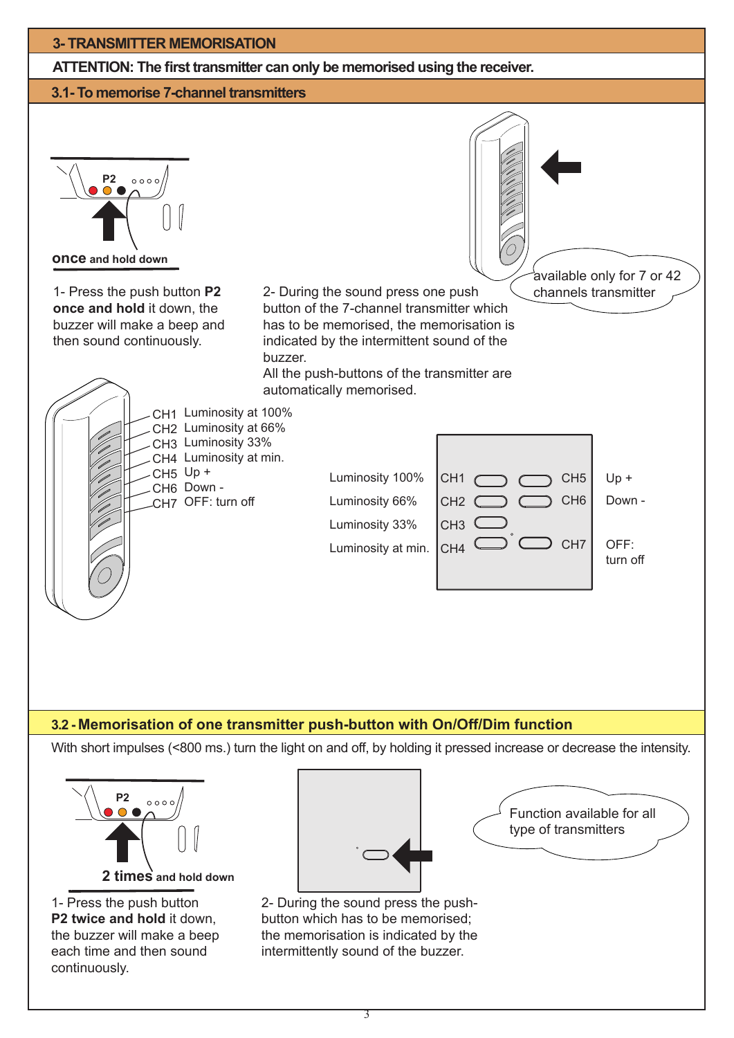## 3- TRANSMITTER MEMORISATION

**ATTENTION: The first transmitter can only be memorised using the receiver.**

### 3.1- To memorise 7-channel transmitters

P2

**once** and hold down

1- Press the push button **P2 once and hold** it down, the buzzer will make a beep and then sound continuously.

2- During the sound press one push button of the 7-channel transmitter which has to be memorised, the memorisation is indicated by the intermittent sound of the buzzer.
All the push-buttons of the transmitter are automatically memorised.

available only for 7 or 42 channels transmitter

- CH1 Luminosity at 100%
- CH2 Luminosity at 66%
- CH3 Luminosity 33%
- CH4 Luminosity at min.
- CH5 Up +
- CH6 Down -
- CH7 OFF: turn off

| | | | |
|---|---|---|---|
| Luminosity 100% | CH1 | CH5 | Up + |
| Luminosity 66% | CH2 | CH6 | Down - |
| Luminosity 33% | CH3 | | |
| Luminosity at min. | CH4 | CH7 | OFF: turn off |

### 3.2 - Memorisation of one transmitter push-button with On/Off/Dim function

With short impulses (<800 ms.) turn the light on and off, by holding it pressed increase or decrease the intensity.

P2

**2 times** and hold down

1- Press the push button **P2 twice and hold** it down, the buzzer will make a beep each time and then sound continuously.

2- During the sound press the push-button which has to be memorised; the memorisation is indicated by the intermittently sound of the buzzer.

Function available for all type of transmitters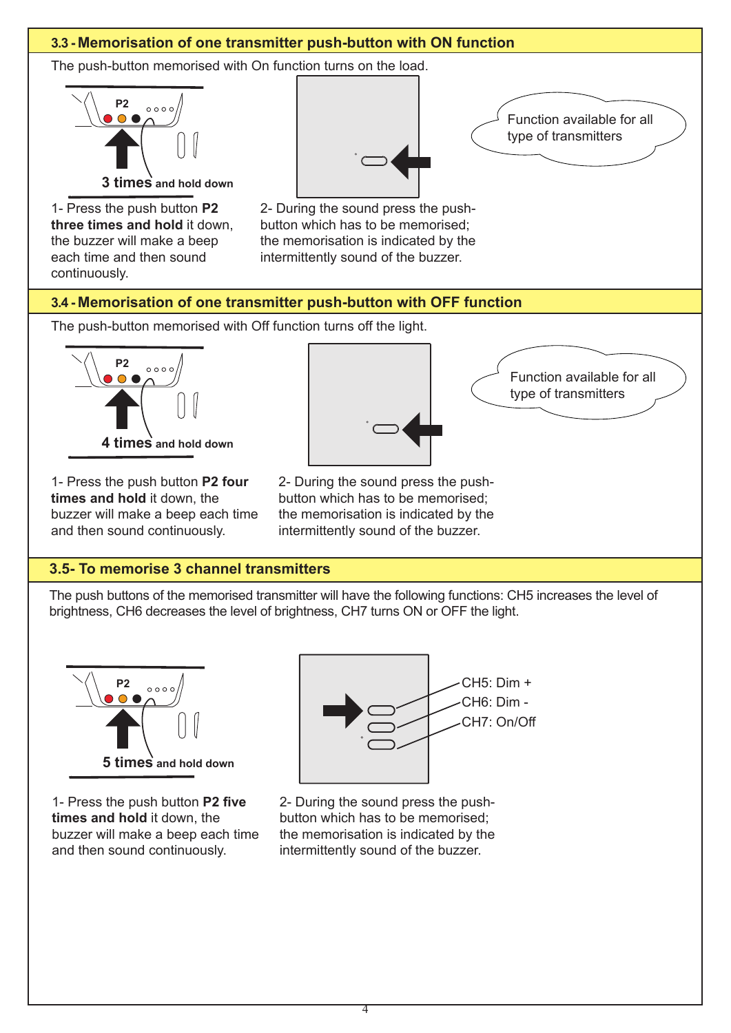## 3.3 - Memorisation of one transmitter push-button with ON function

The push-button memorised with On function turns on the load.

P2

**3 times** and hold down

Function available for all type of transmitters

1- Press the push button **P2 three times and hold** it down, the buzzer will make a beep each time and then sound continuously.

2- During the sound press the push-button which has to be memorised; the memorisation is indicated by the intermittently sound of the buzzer.

## 3.4 - Memorisation of one transmitter push-button with OFF function

The push-button memorised with Off function turns off the light.

P2

**4 times** and hold down

Function available for all type of transmitters

1- Press the push button **P2 four times and hold** it down, the buzzer will make a beep each time and then sound continuously.

2- During the sound press the push-button which has to be memorised; the memorisation is indicated by the intermittently sound of the buzzer.

## 3.5- To memorise 3 channel transmitters

The push buttons of the memorised transmitter will have the following functions: CH5 increases the level of brightness, CH6 decreases the level of brightness, CH7 turns ON or OFF the light.

P2

**5 times** and hold down

CH5: Dim +
CH6: Dim -
CH7: On/Off

1- Press the push button **P2 five times and hold** it down, the buzzer will make a beep each time and then sound continuously.

2- During the sound press the push-button which has to be memorised; the memorisation is indicated by the intermittently sound of the buzzer.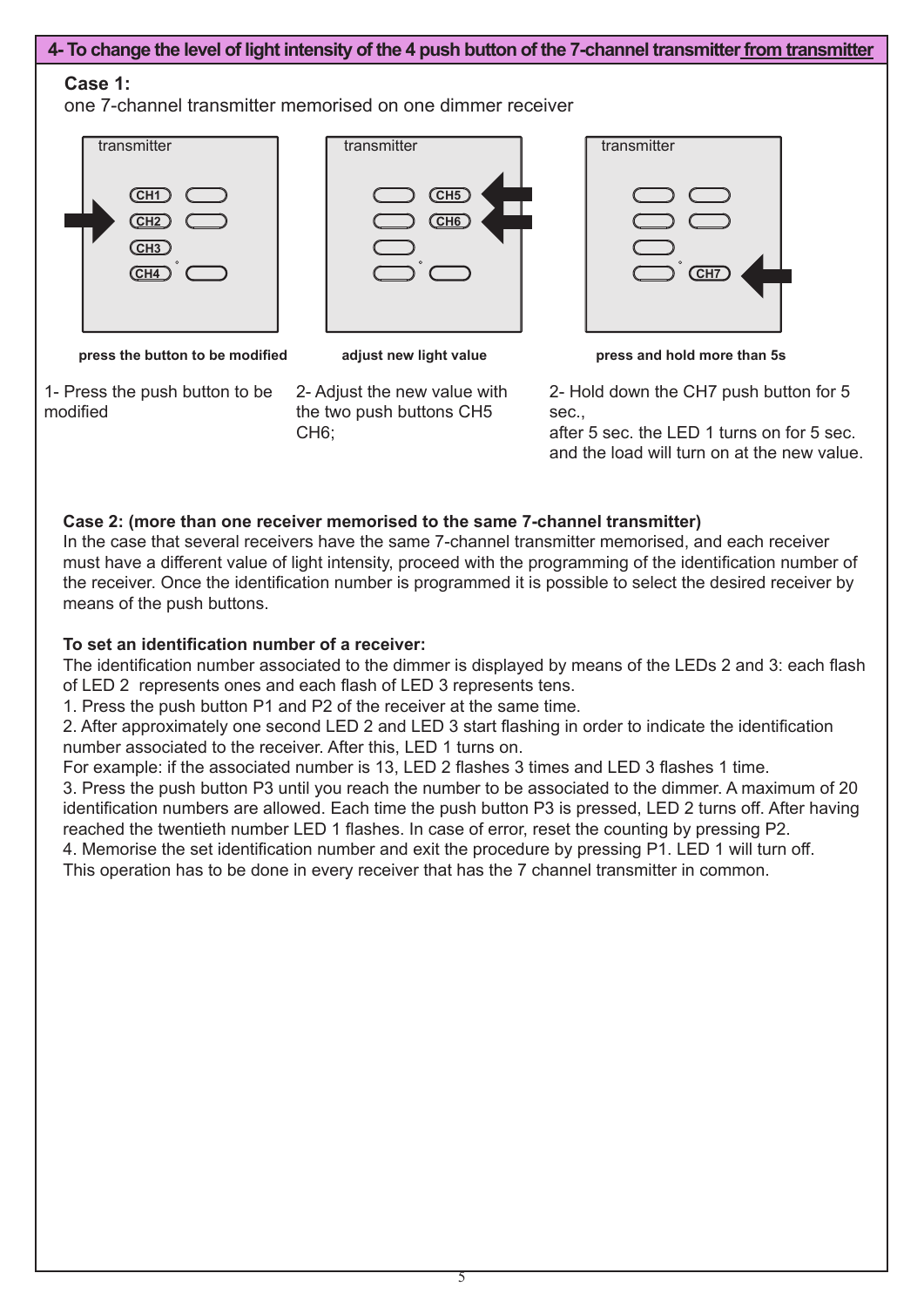## 4- To change the level of light intensity of the 4 push button of the 7-channel transmitter from transmitter

### Case 1:

one 7-channel transmitter memorised on one dimmer receiver

**press the button to be modified**

1- Press the push button to be modified

**adjust new light value**

2- Adjust the new value with the two push buttons CH5 CH6;

**press and hold more than 5s**

2- Hold down the CH7 push button for 5 sec., after 5 sec. the LED 1 turns on for 5 sec. and the load will turn on at the new value.

**Case 2: (more than one receiver memorised to the same 7-channel transmitter)**

In the case that several receivers have the same 7-channel transmitter memorised, and each receiver must have a different value of light intensity, proceed with the programming of the identification number of the receiver. Once the identification number is programmed it is possible to select the desired receiver by means of the push buttons.

**To set an identification number of a receiver:**

The identification number associated to the dimmer is displayed by means of the LEDs 2 and 3: each flash of LED 2 represents ones and each flash of LED 3 represents tens.

1. Press the push button P1 and P2 of the receiver at the same time.
2. After approximately one second LED 2 and LED 3 start flashing in order to indicate the identification number associated to the receiver. After this, LED 1 turns on.
For example: if the associated number is 13, LED 2 flashes 3 times and LED 3 flashes 1 time.
3. Press the push button P3 until you reach the number to be associated to the dimmer. A maximum of 20 identification numbers are allowed. Each time the push button P3 is pressed, LED 2 turns off. After having reached the twentieth number LED 1 flashes. In case of error, reset the counting by pressing P2.
4. Memorise the set identification number and exit the procedure by pressing P1. LED 1 will turn off.

This operation has to be done in every receiver that has the 7 channel transmitter in common.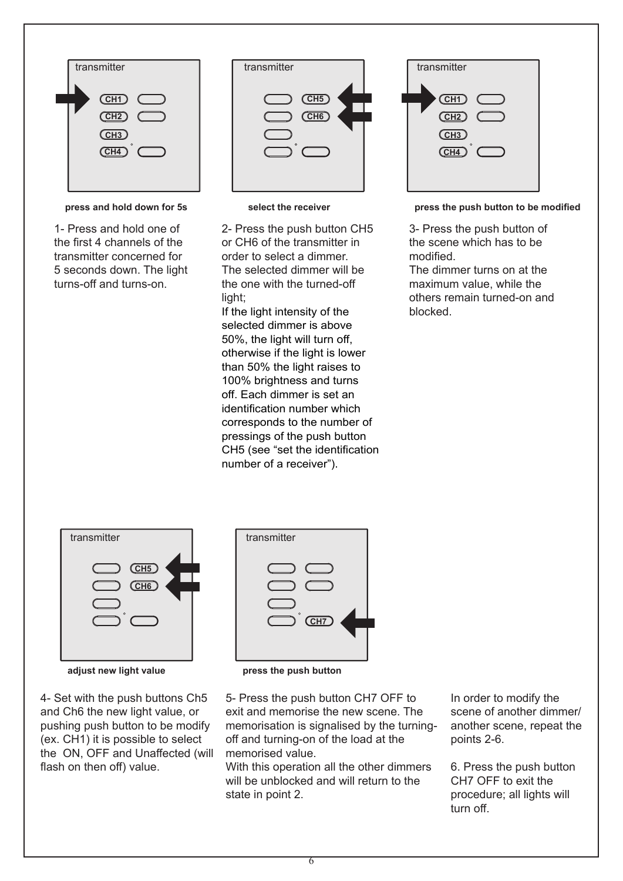transmitter

CH1
CH2
CH3
CH4

**press and hold down for 5s**

1- Press and hold one of the first 4 channels of the transmitter concerned for 5 seconds down. The light turns-off and turns-on.

transmitter

CH5
CH6

**select the receiver**

2- Press the push button CH5 or CH6 of the transmitter in order to select a dimmer. The selected dimmer will be the one with the turned-off light;
If the light intensity of the selected dimmer is above 50%, the light will turn off, otherwise if the light is lower than 50% the light raises to 100% brightness and turns off. Each dimmer is set an identification number which corresponds to the number of pressings of the push button CH5 (see “set the identification number of a receiver”).

transmitter

CH1
CH2
CH3
CH4

**press the push button to be modified**

3- Press the push button of the scene which has to be modified.
The dimmer turns on at the maximum value, while the others remain turned-on and blocked.

transmitter

CH5
CH6

**adjust new light value**

4- Set with the push buttons Ch5 and Ch6 the new light value, or pushing push button to be modify (ex. CH1) it is possible to select the ON, OFF and Unaffected (will flash on then off) value.

transmitter

CH7

**press the push button**

5- Press the push button CH7 OFF to exit and memorise the new scene. The memorisation is signalised by the turning-off and turning-on of the load at the memorised value.
With this operation all the other dimmers will be unblocked and will return to the state in point 2.

In order to modify the scene of another dimmer/ another scene, repeat the points 2-6.

6. Press the push button CH7 OFF to exit the procedure; all lights will turn off.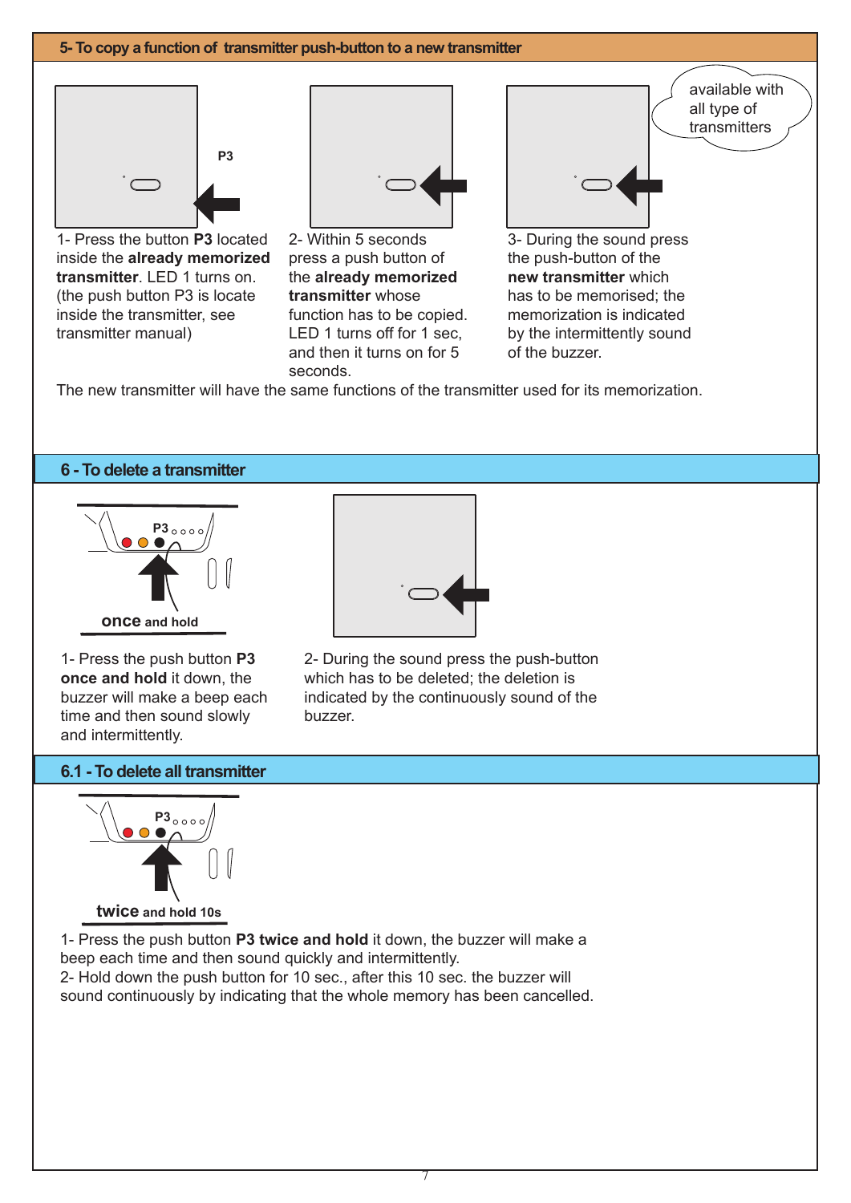## 5- To copy a function of transmitter push-button to a new transmitter

P3

available with all type of transmitters

1- Press the button **P3** located inside the **already memorized transmitter**. LED 1 turns on. (the push button P3 is locate inside the transmitter, see transmitter manual)

2- Within 5 seconds press a push button of the **already memorized transmitter** whose function has to be copied. LED 1 turns off for 1 sec, and then it turns on for 5 seconds.

3- During the sound press the push-button of the **new transmitter** which has to be memorised; the memorization is indicated by the intermittently sound of the buzzer.

The new transmitter will have the same functions of the transmitter used for its memorization.

## 6 - To delete a transmitter

P3

**once** and hold

1- Press the push button **P3 once and hold** it down, the buzzer will make a beep each time and then sound slowly and intermittently.

2- During the sound press the push-button which has to be deleted; the deletion is indicated by the continuously sound of the buzzer.

## 6.1 - To delete all transmitter

P3

**twice** and hold 10s

1- Press the push button **P3 twice and hold** it down, the buzzer will make a beep each time and then sound quickly and intermittently.
2- Hold down the push button for 10 sec., after this 10 sec. the buzzer will sound continuously by indicating that the whole memory has been cancelled.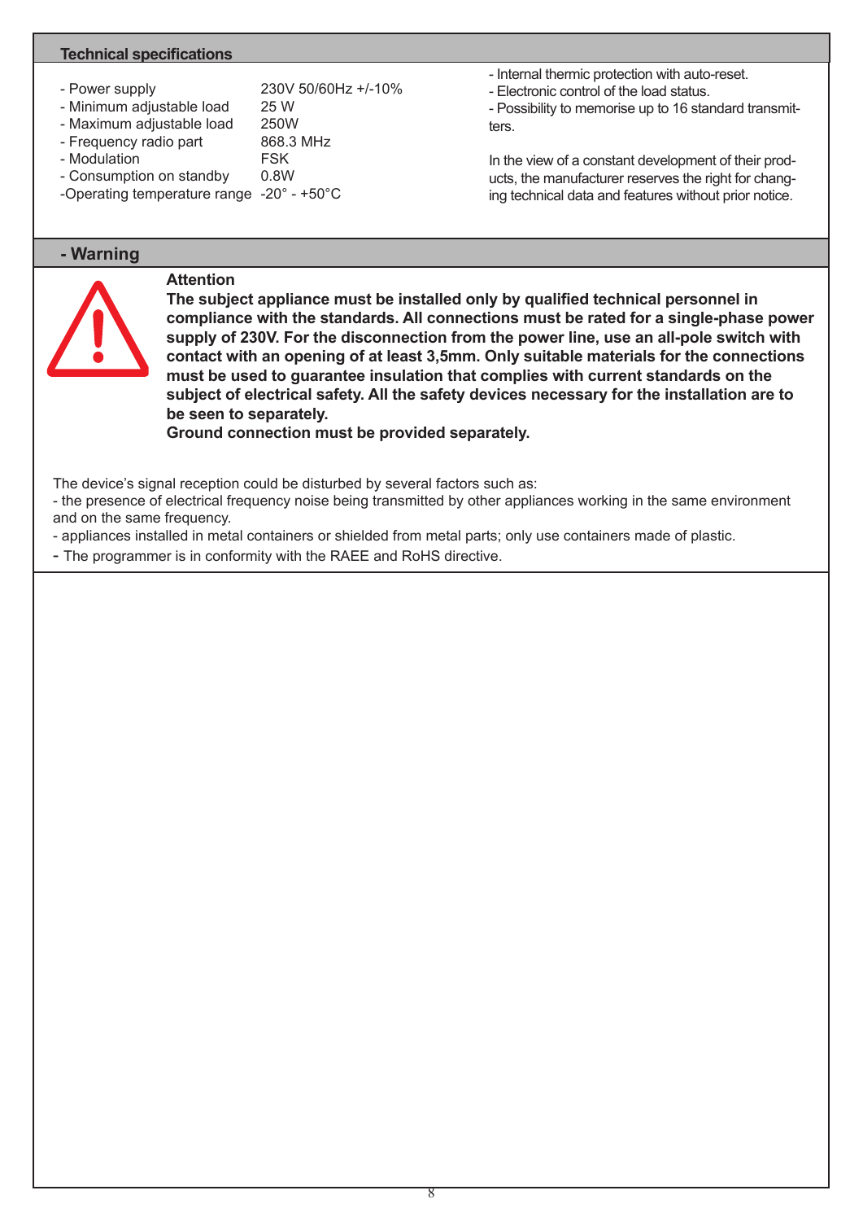## Technical specifications

| | |
|---|---|
| - Power supply | 230V 50/60Hz +/-10% |
| - Minimum adjustable load | 25 W |
| - Maximum adjustable load | 250W |
| - Frequency radio part | 868.3 MHz |
| - Modulation | FSK |
| - Consumption on standby | 0.8W |
| -Operating temperature range | -20° - +50°C |

- Internal thermic protection with auto-reset.
- Electronic control of the load status.
- Possibility to memorise up to 16 standard transmitters.

In the view of a constant development of their products, the manufacturer reserves the right for changing technical data and features without prior notice.

## - Warning

**Attention**

**The subject appliance must be installed only by qualified technical personnel in compliance with the standards. All connections must be rated for a single-phase power supply of 230V. For the disconnection from the power line, use an all-pole switch with contact with an opening of at least 3,5mm. Only suitable materials for the connections must be used to guarantee insulation that complies with current standards on the subject of electrical safety. All the safety devices necessary for the installation are to be seen to separately.**

**Ground connection must be provided separately.**

The device's signal reception could be disturbed by several factors such as:

- the presence of electrical frequency noise being transmitted by other appliances working in the same environment and on the same frequency.
- appliances installed in metal containers or shielded from metal parts; only use containers made of plastic.
- The programmer is in conformity with the RAEE and RoHS directive.